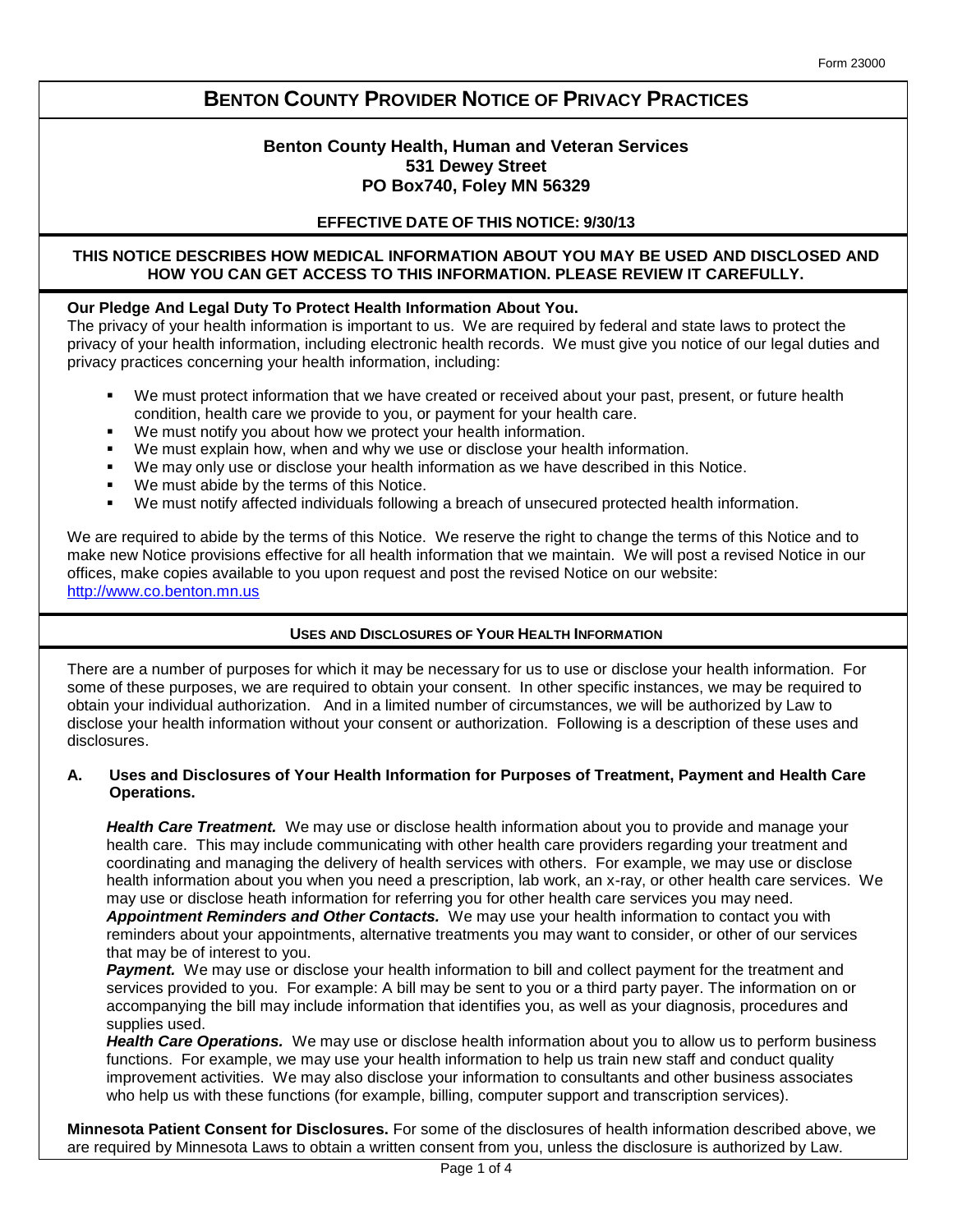Form 23000

# BENTON COUNTY PROVIDER NOTICE OF PRIVACY PRACTICES

**Benton County Health, Human and Veteran Services**
**531 Dewey Street**
**PO Box740, Foley MN 56329**

**EFFECTIVE DATE OF THIS NOTICE: 9/30/13**

**THIS NOTICE DESCRIBES HOW MEDICAL INFORMATION ABOUT YOU MAY BE USED AND DISCLOSED AND HOW YOU CAN GET ACCESS TO THIS INFORMATION. PLEASE REVIEW IT CAREFULLY.**

**Our Pledge And Legal Duty To Protect Health Information About You.**
The privacy of your health information is important to us. We are required by federal and state laws to protect the privacy of your health information, including electronic health records. We must give you notice of our legal duties and privacy practices concerning your health information, including:

- We must protect information that we have created or received about your past, present, or future health condition, health care we provide to you, or payment for your health care.
- We must notify you about how we protect your health information.
- We must explain how, when and why we use or disclose your health information.
- We may only use or disclose your health information as we have described in this Notice.
- We must abide by the terms of this Notice.
- We must notify affected individuals following a breach of unsecured protected health information.

We are required to abide by the terms of this Notice. We reserve the right to change the terms of this Notice and to make new Notice provisions effective for all health information that we maintain. We will post a revised Notice in our offices, make copies available to you upon request and post the revised Notice on our website: http://www.co.benton.mn.us

## USES AND DISCLOSURES OF YOUR HEALTH INFORMATION

There are a number of purposes for which it may be necessary for us to use or disclose your health information. For some of these purposes, we are required to obtain your consent. In other specific instances, we may be required to obtain your individual authorization. And in a limited number of circumstances, we will be authorized by Law to disclose your health information without your consent or authorization. Following is a description of these uses and disclosures.

### A. Uses and Disclosures of Your Health Information for Purposes of Treatment, Payment and Health Care Operations.

***Health Care Treatment.*** We may use or disclose health information about you to provide and manage your health care. This may include communicating with other health care providers regarding your treatment and coordinating and managing the delivery of health services with others. For example, we may use or disclose health information about you when you need a prescription, lab work, an x-ray, or other health care services. We may use or disclose heath information for referring you for other health care services you may need.
***Appointment Reminders and Other Contacts.*** We may use your health information to contact you with reminders about your appointments, alternative treatments you may want to consider, or other of our services that may be of interest to you.
***Payment.*** We may use or disclose your health information to bill and collect payment for the treatment and services provided to you. For example: A bill may be sent to you or a third party payer. The information on or accompanying the bill may include information that identifies you, as well as your diagnosis, procedures and supplies used.
***Health Care Operations.*** We may use or disclose health information about you to allow us to perform business functions. For example, we may use your health information to help us train new staff and conduct quality improvement activities. We may also disclose your information to consultants and other business associates who help us with these functions (for example, billing, computer support and transcription services).

**Minnesota Patient Consent for Disclosures.** For some of the disclosures of health information described above, we are required by Minnesota Laws to obtain a written consent from you, unless the disclosure is authorized by Law.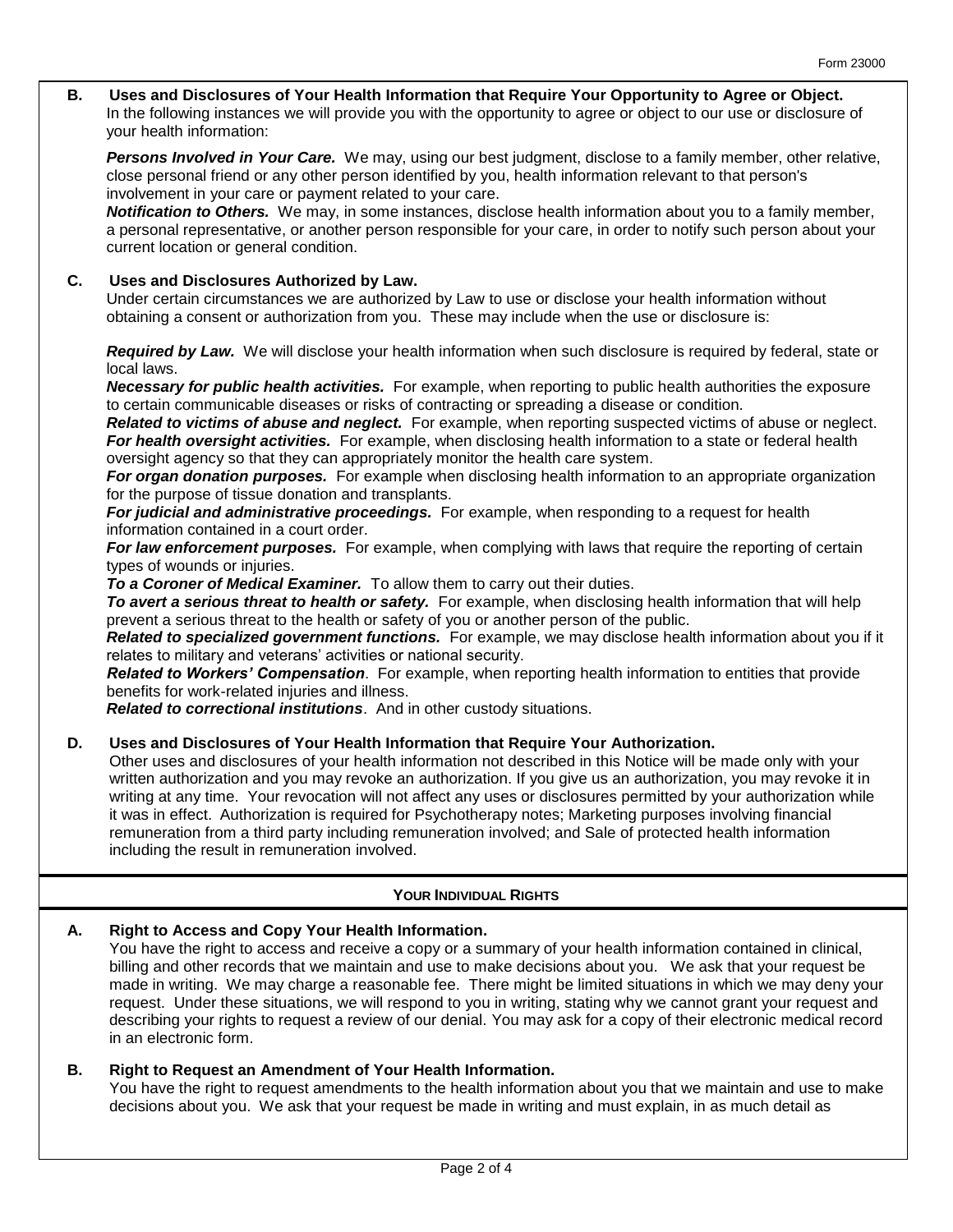**B. Uses and Disclosures of Your Health Information that Require Your Opportunity to Agree or Object.**
In the following instances we will provide you with the opportunity to agree or object to our use or disclosure of your health information:

***Persons Involved in Your Care.*** We may, using our best judgment, disclose to a family member, other relative, close personal friend or any other person identified by you, health information relevant to that person's involvement in your care or payment related to your care.
***Notification to Others.*** We may, in some instances, disclose health information about you to a family member, a personal representative, or another person responsible for your care, in order to notify such person about your current location or general condition.

**C. Uses and Disclosures Authorized by Law.**
Under certain circumstances we are authorized by Law to use or disclose your health information without obtaining a consent or authorization from you. These may include when the use or disclosure is:

***Required by Law.*** We will disclose your health information when such disclosure is required by federal, state or local laws.
***Necessary for public health activities.*** For example, when reporting to public health authorities the exposure to certain communicable diseases or risks of contracting or spreading a disease or condition.
***Related to victims of abuse and neglect.*** For example, when reporting suspected victims of abuse or neglect.
***For health oversight activities.*** For example, when disclosing health information to a state or federal health oversight agency so that they can appropriately monitor the health care system.
***For organ donation purposes.*** For example when disclosing health information to an appropriate organization for the purpose of tissue donation and transplants.
***For judicial and administrative proceedings.*** For example, when responding to a request for health information contained in a court order.
***For law enforcement purposes.*** For example, when complying with laws that require the reporting of certain types of wounds or injuries.
***To a Coroner of Medical Examiner.*** To allow them to carry out their duties.
***To avert a serious threat to health or safety.*** For example, when disclosing health information that will help prevent a serious threat to the health or safety of you or another person of the public.
***Related to specialized government functions.*** For example, we may disclose health information about you if it relates to military and veterans' activities or national security.
***Related to Workers' Compensation***. For example, when reporting health information to entities that provide benefits for work-related injuries and illness.
***Related to correctional institutions***. And in other custody situations.

**D. Uses and Disclosures of Your Health Information that Require Your Authorization.**
Other uses and disclosures of your health information not described in this Notice will be made only with your written authorization and you may revoke an authorization. If you give us an authorization, you may revoke it in writing at any time. Your revocation will not affect any uses or disclosures permitted by your authorization while it was in effect. Authorization is required for Psychotherapy notes; Marketing purposes involving financial remuneration from a third party including remuneration involved; and Sale of protected health information including the result in remuneration involved.

## YOUR INDIVIDUAL RIGHTS

**A. Right to Access and Copy Your Health Information.**
You have the right to access and receive a copy or a summary of your health information contained in clinical, billing and other records that we maintain and use to make decisions about you. We ask that your request be made in writing. We may charge a reasonable fee. There might be limited situations in which we may deny your request. Under these situations, we will respond to you in writing, stating why we cannot grant your request and describing your rights to request a review of our denial. You may ask for a copy of their electronic medical record in an electronic form.

**B. Right to Request an Amendment of Your Health Information.**
You have the right to request amendments to the health information about you that we maintain and use to make decisions about you. We ask that your request be made in writing and must explain, in as much detail as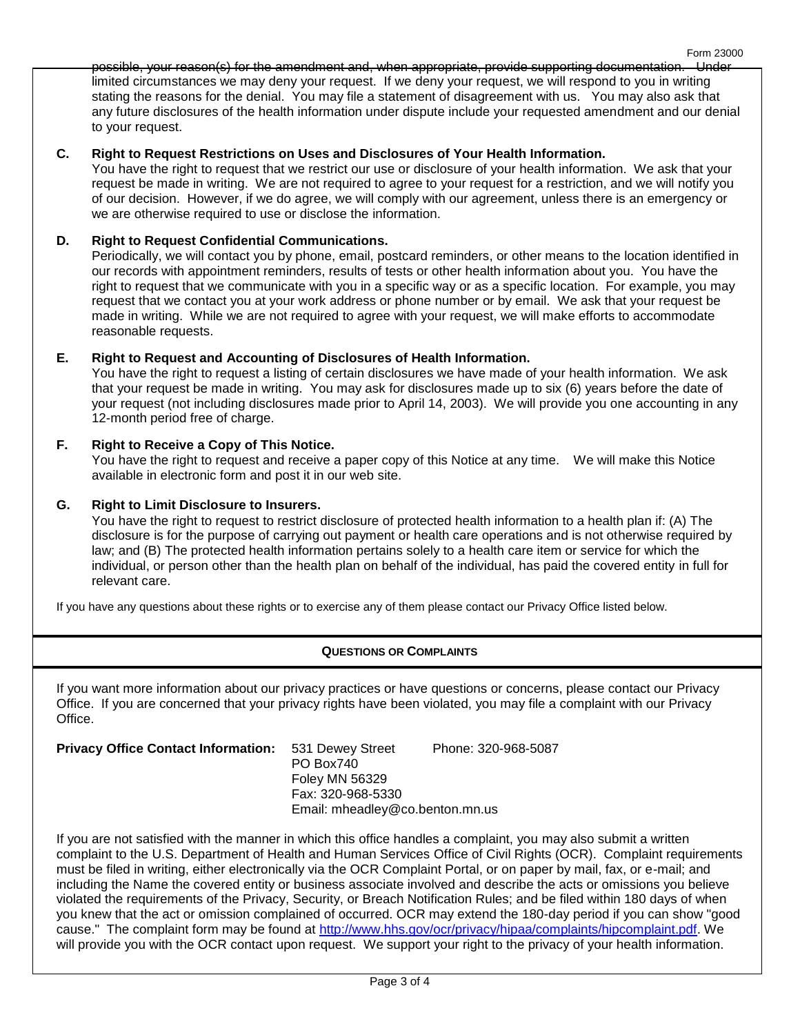possible, your reason(s) for the amendment and, when appropriate, provide supporting documentation. Under limited circumstances we may deny your request. If we deny your request, we will respond to you in writing stating the reasons for the denial. You may file a statement of disagreement with us. You may also ask that any future disclosures of the health information under dispute include your requested amendment and our denial to your request.

**C. Right to Request Restrictions on Uses and Disclosures of Your Health Information.**

You have the right to request that we restrict our use or disclosure of your health information. We ask that your request be made in writing. We are not required to agree to your request for a restriction, and we will notify you of our decision. However, if we do agree, we will comply with our agreement, unless there is an emergency or we are otherwise required to use or disclose the information.

**D. Right to Request Confidential Communications.**

Periodically, we will contact you by phone, email, postcard reminders, or other means to the location identified in our records with appointment reminders, results of tests or other health information about you. You have the right to request that we communicate with you in a specific way or as a specific location. For example, you may request that we contact you at your work address or phone number or by email. We ask that your request be made in writing. While we are not required to agree with your request, we will make efforts to accommodate reasonable requests.

**E. Right to Request and Accounting of Disclosures of Health Information.**

You have the right to request a listing of certain disclosures we have made of your health information. We ask that your request be made in writing. You may ask for disclosures made up to six (6) years before the date of your request (not including disclosures made prior to April 14, 2003). We will provide you one accounting in any 12-month period free of charge.

**F. Right to Receive a Copy of This Notice.**

You have the right to request and receive a paper copy of this Notice at any time. We will make this Notice available in electronic form and post it in our web site.

**G. Right to Limit Disclosure to Insurers.**

You have the right to request to restrict disclosure of protected health information to a health plan if: (A) The disclosure is for the purpose of carrying out payment or health care operations and is not otherwise required by law; and (B) The protected health information pertains solely to a health care item or service for which the individual, or person other than the health plan on behalf of the individual, has paid the covered entity in full for relevant care.

If you have any questions about these rights or to exercise any of them please contact our Privacy Office listed below.

## QUESTIONS OR COMPLAINTS

If you want more information about our privacy practices or have questions or concerns, please contact our Privacy Office. If you are concerned that your privacy rights have been violated, you may file a complaint with our Privacy Office.

**Privacy Office Contact Information:**

531 Dewey Street
PO Box740
Foley MN 56329
Phone: 320-968-5087
Fax: 320-968-5330
Email: mheadley@co.benton.mn.us

If you are not satisfied with the manner in which this office handles a complaint, you may also submit a written complaint to the U.S. Department of Health and Human Services Office of Civil Rights (OCR). Complaint requirements must be filed in writing, either electronically via the OCR Complaint Portal, or on paper by mail, fax, or e-mail; and including the Name the covered entity or business associate involved and describe the acts or omissions you believe violated the requirements of the Privacy, Security, or Breach Notification Rules; and be filed within 180 days of when you knew that the act or omission complained of occurred. OCR may extend the 180-day period if you can show "good cause." The complaint form may be found at http://www.hhs.gov/ocr/privacy/hipaa/complaints/hipcomplaint.pdf. We will provide you with the OCR contact upon request. We support your right to the privacy of your health information.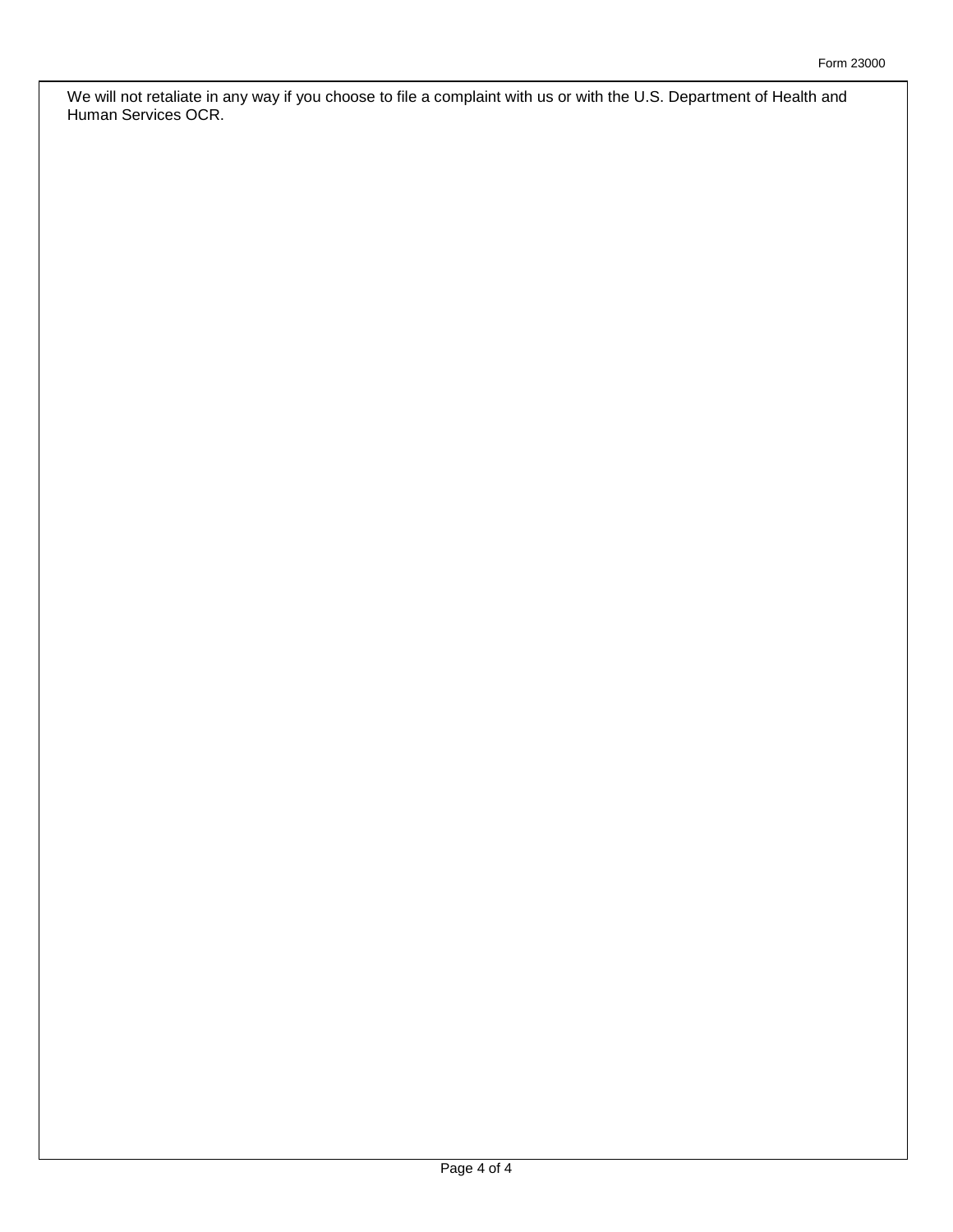We will not retaliate in any way if you choose to file a complaint with us or with the U.S. Department of Health and Human Services OCR.